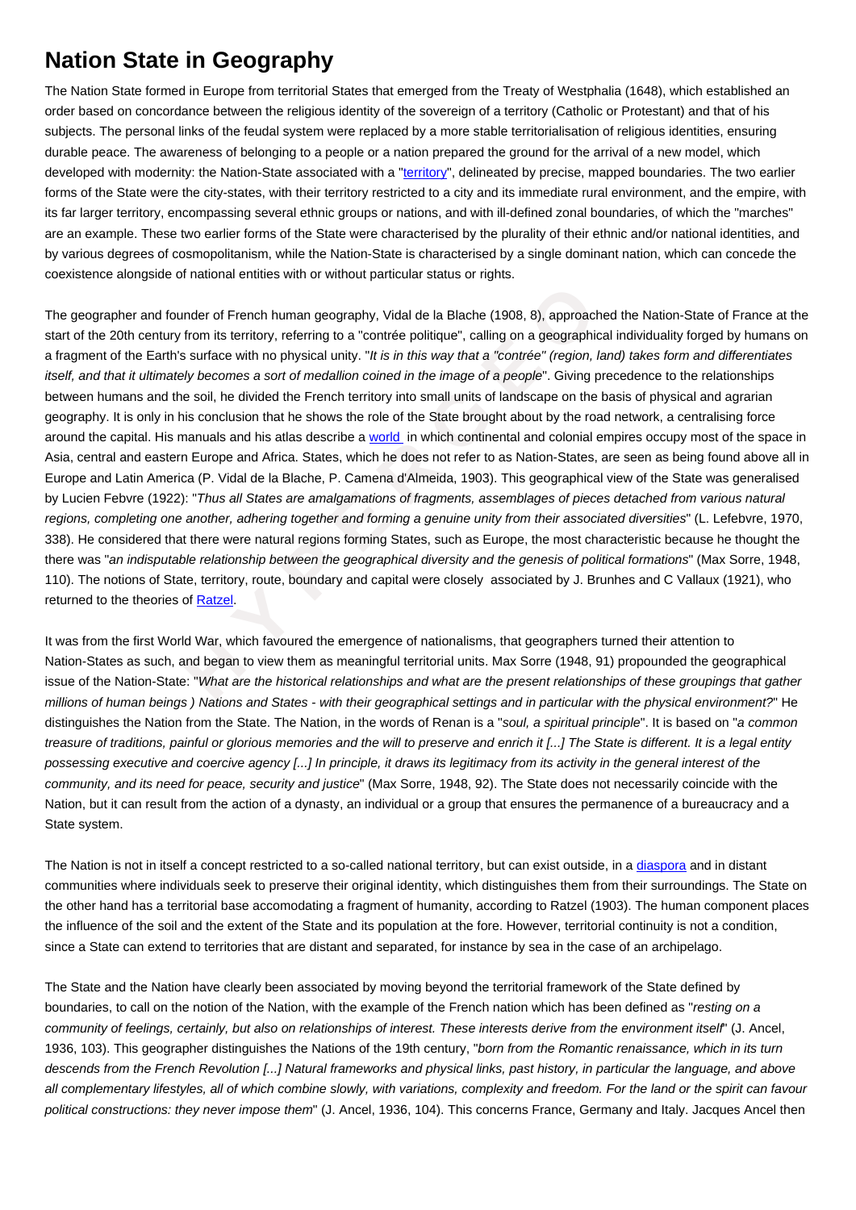# Nation State in Geography

The Nation State formed in Europe from territorial States that emerged from the Treaty of Westphalia (1648), which established an order based on concordance between the religious identity of the sovereign of a territory (Catholic or Protestant) and that of his subjects. The personal links of the feudal system were replaced by a more stable territorialisation of religious identities, ensuring durable peace. The awareness of belonging to a people or a nation prepared the ground for the arrival of a new model, which developed with modernity: the Nation-State associated with a "territory", delineated by precise, mapped boundaries. The two earlier forms of the State were the city-states, with their territory restricted to a city and its immediate rural environment, and the empire, with its far larger territory, encompassing several ethnic groups or nations, and with ill-defined zonal boundaries, of which the "marches" are an example. These two earlier forms of the State were characterised by the plurality of their ethnic and/or national identities, and by various degrees of cosmopolitanism, while the Nation-State is characterised by a single dominant nation, which can concede the coexistence alongside of national entities with or without particular status or rights.

The geographer and founder of French human geography, Vidal de la Blache (1908, 8), approached the Nation-State of France at the start of the 20th century from its territory, referring to a "contrée politique", calling on a geographical individuality forged by humans on a fragment of the Earth's surface with no physical unity. "*It is in this way that a "contrée" (region, land) takes form and differentiates itself, and that it ultimately becomes a sort of medallion coined in the image of a people*". Giving precedence to the relationships between humans and the soil, he divided the French territory into small units of landscape on the basis of physical and agrarian geography. It is only in his conclusion that he shows the role of the State brought about by the road network, a centralising force around the capital. His manuals and his atlas describe a world in which continental and colonial empires occupy most of the space in Asia, central and eastern Europe and Africa. States, which he does not refer to as Nation-States, are seen as being found above all in Europe and Latin America (P. Vidal de la Blache, P. Camena d'Almeida, 1903). This geographical view of the State was generalised by Lucien Febvre (1922): "*Thus all States are amalgamations of fragments, assemblages of pieces detached from various natural regions, completing one another, adhering together and forming a genuine unity from their associated diversities*" (L. Lefebvre, 1970, 338). He considered that there were natural regions forming States, such as Europe, the most characteristic because he thought the there was "*an indisputable relationship between the geographical diversity and the genesis of political formations*" (Max Sorre, 1948, 110). The notions of State, territory, route, boundary and capital were closely associated by J. Brunhes and C Vallaux (1921), who returned to the theories of Ratzel.

It was from the first World War, which favoured the emergence of nationalisms, that geographers turned their attention to Nation-States as such, and began to view them as meaningful territorial units. Max Sorre (1948, 91) propounded the geographical issue of the Nation-State: "*What are the historical relationships and what are the present relationships of these groupings that gather millions of human beings ) Nations and States - with their geographical settings and in particular with the physical environment?*" He distinguishes the Nation from the State. The Nation, in the words of Renan is a "*soul, a spiritual principle*". It is based on "*a common treasure of traditions, painful or glorious memories and the will to preserve and enrich it [...] The State is different. It is a legal entity possessing executive and coercive agency [...] In principle, it draws its legitimacy from its activity in the general interest of the community, and its need for peace, security and justice*" (Max Sorre, 1948, 92). The State does not necessarily coincide with the Nation, but it can result from the action of a dynasty, an individual or a group that ensures the permanence of a bureaucracy and a State system.

The Nation is not in itself a concept restricted to a so-called national territory, but can exist outside, in a diaspora and in distant communities where individuals seek to preserve their original identity, which distinguishes them from their surroundings. The State on the other hand has a territorial base accomodating a fragment of humanity, according to Ratzel (1903). The human component places the influence of the soil and the extent of the State and its population at the fore. However, territorial continuity is not a condition, since a State can extend to territories that are distant and separated, for instance by sea in the case of an archipelago.

The State and the Nation have clearly been associated by moving beyond the territorial framework of the State defined by boundaries, to call on the notion of the Nation, with the example of the French nation which has been defined as "*resting on a community of feelings, certainly, but also on relationships of interest. These interests derive from the environment itself*" (J. Ancel, 1936, 103). This geographer distinguishes the Nations of the 19th century, "*born from the Romantic renaissance, which in its turn descends from the French Revolution [...] Natural frameworks and physical links, past history, in particular the language, and above all complementary lifestyles, all of which combine slowly, with variations, complexity and freedom. For the land or the spirit can favour political constructions: they never impose them*" (J. Ancel, 1936, 104). This concerns France, Germany and Italy. Jacques Ancel then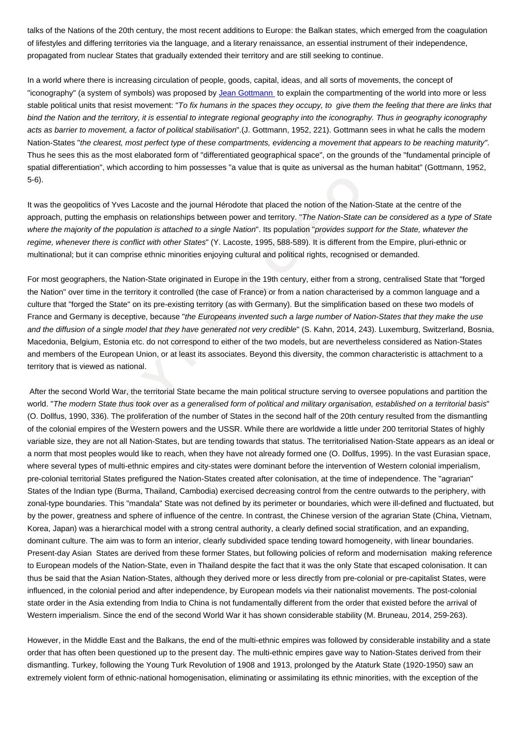talks of the Nations of the 20th century, the most recent additions to Europe: the Balkan states, which emerged from the coagulation of lifestyles and differing territories via the language, and a literary renaissance, an essential instrument of their independence, propagated from nuclear States that gradually extended their territory and are still seeking to continue.

In a world where there is increasing circulation of people, goods, capital, ideas, and all sorts of movements, the concept of "iconography" (a system of symbols) was proposed by [Jean Gottmann](#) to explain the compartmenting of the world into more or less stable political units that resist movement: "*To fix humans in the spaces they occupy, to give them the feeling that there are links that bind the Nation and the territory, it is essential to integrate regional geography into the iconography. Thus in geography iconography acts as barrier to movement, a factor of political stabilisation*".(J. Gottmann, 1952, 221). Gottmann sees in what he calls the modern Nation-States "*the clearest, most perfect type of these compartments, evidencing a movement that appears to be reaching maturity*". Thus he sees this as the most elaborated form of "differentiated geographical space", on the grounds of the "fundamental principle of spatial differentiation", which according to him possesses "a value that is quite as universal as the human habitat" (Gottmann, 1952, 5-6).

It was the geopolitics of Yves Lacoste and the journal Hérodote that placed the notion of the Nation-State at the centre of the approach, putting the emphasis on relationships between power and territory. "*The Nation-State can be considered as a type of State where the majority of the population is attached to a single Nation*". Its population "*provides support for the State, whatever the regime, whenever there is conflict with other States*" (Y. Lacoste, 1995, 588-589). It is different from the Empire, pluri-ethnic or multinational; but it can comprise ethnic minorities enjoying cultural and political rights, recognised or demanded.

For most geographers, the Nation-State originated in Europe in the 19th century, either from a strong, centralised State that "forged the Nation" over time in the territory it controlled (the case of France) or from a nation characterised by a common language and a culture that "forged the State" on its pre-existing territory (as with Germany). But the simplification based on these two models of France and Germany is deceptive, because "*the Europeans invented such a large number of Nation-States that they make the use and the diffusion of a single model that they have generated not very credible*" (S. Kahn, 2014, 243). Luxemburg, Switzerland, Bosnia, Macedonia, Belgium, Estonia etc. do not correspond to either of the two models, but are nevertheless considered as Nation-States and members of the European Union, or at least its associates. Beyond this diversity, the common characteristic is attachment to a territory that is viewed as national.

After the second World War, the territorial State became the main political structure serving to oversee populations and partition the world. "*The modern State thus took over as a generalised form of political and military organisation, established on a territorial basis*" (O. Dollfus, 1990, 336). The proliferation of the number of States in the second half of the 20th century resulted from the dismantling of the colonial empires of the Western powers and the USSR. While there are worldwide a little under 200 territorial States of highly variable size, they are not all Nation-States, but are tending towards that status. The territorialised Nation-State appears as an ideal or a norm that most peoples would like to reach, when they have not already formed one (O. Dollfus, 1995). In the vast Eurasian space, where several types of multi-ethnic empires and city-states were dominant before the intervention of Western colonial imperialism, pre-colonial territorial States prefigured the Nation-States created after colonisation, at the time of independence. The "agrarian" States of the Indian type (Burma, Thailand, Cambodia) exercised decreasing control from the centre outwards to the periphery, with zonal-type boundaries. This "mandala" State was not defined by its perimeter or boundaries, which were ill-defined and fluctuated, but by the power, greatness and sphere of influence of the centre. In contrast, the Chinese version of the agrarian State (China, Vietnam, Korea, Japan) was a hierarchical model with a strong central authority, a clearly defined social stratification, and an expanding, dominant culture. The aim was to form an interior, clearly subdivided space tending toward homogeneity, with linear boundaries. Present-day Asian States are derived from these former States, but following policies of reform and modernisation making reference to European models of the Nation-State, even in Thailand despite the fact that it was the only State that escaped colonisation. It can thus be said that the Asian Nation-States, although they derived more or less directly from pre-colonial or pre-capitalist States, were influenced, in the colonial period and after independence, by European models via their nationalist movements. The post-colonial state order in the Asia extending from India to China is not fundamentally different from the order that existed before the arrival of Western imperialism. Since the end of the second World War it has shown considerable stability (M. Bruneau, 2014, 259-263).

However, in the Middle East and the Balkans, the end of the multi-ethnic empires was followed by considerable instability and a state order that has often been questioned up to the present day. The multi-ethnic empires gave way to Nation-States derived from their dismantling. Turkey, following the Young Turk Revolution of 1908 and 1913, prolonged by the Ataturk State (1920-1950) saw an extremely violent form of ethnic-national homogenisation, eliminating or assimilating its ethnic minorities, with the exception of the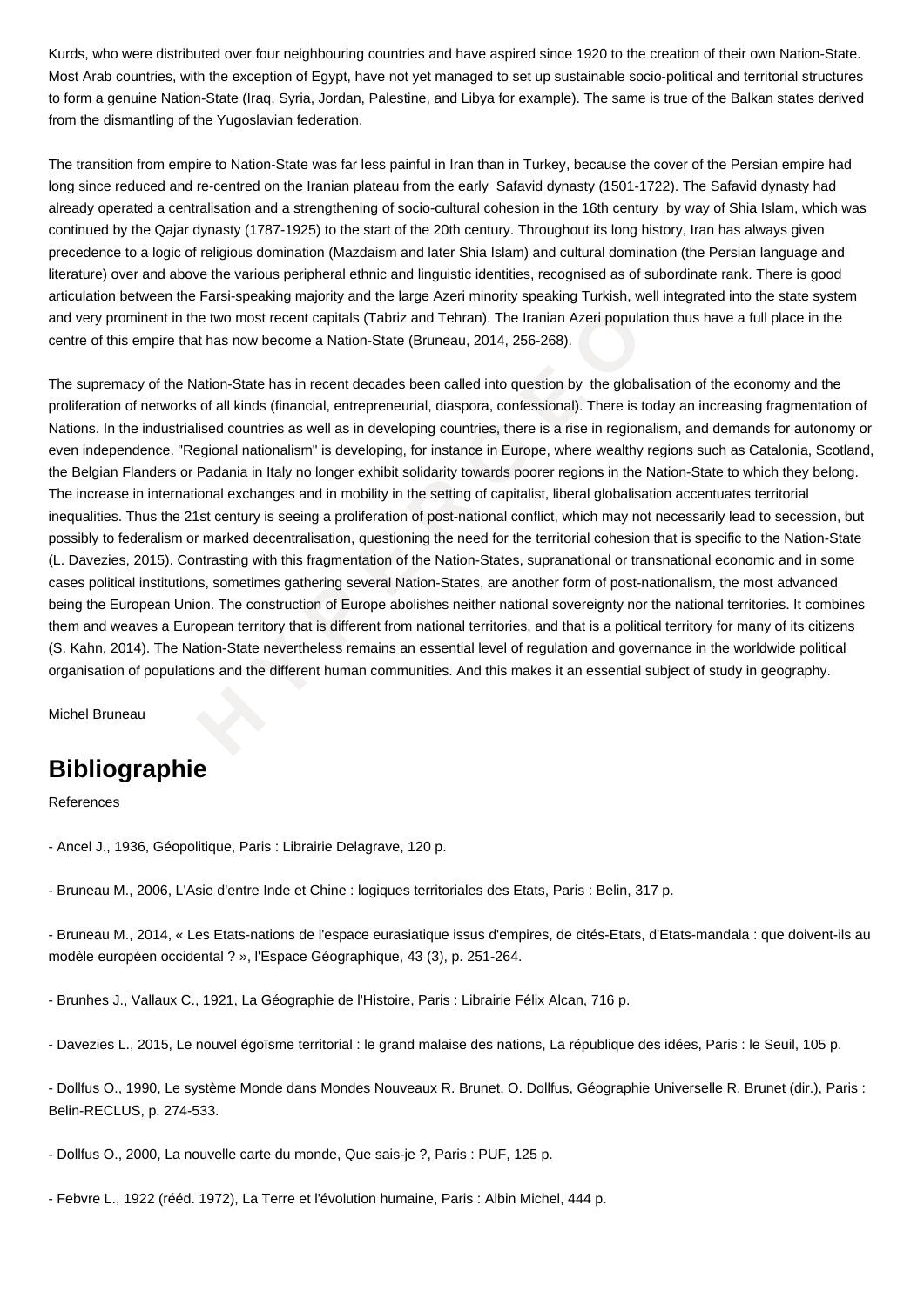Kurds, who were distributed over four neighbouring countries and have aspired since 1920 to the creation of their own Nation-State. Most Arab countries, with the exception of Egypt, have not yet managed to set up sustainable socio-political and territorial structures to form a genuine Nation-State (Iraq, Syria, Jordan, Palestine, and Libya for example). The same is true of the Balkan states derived from the dismantling of the Yugoslavian federation.

The transition from empire to Nation-State was far less painful in Iran than in Turkey, because the cover of the Persian empire had long since reduced and re-centred on the Iranian plateau from the early Safavid dynasty (1501-1722). The Safavid dynasty had already operated a centralisation and a strengthening of socio-cultural cohesion in the 16th century by way of Shia Islam, which was continued by the Qajar dynasty (1787-1925) to the start of the 20th century. Throughout its long history, Iran has always given precedence to a logic of religious domination (Mazdaism and later Shia Islam) and cultural domination (the Persian language and literature) over and above the various peripheral ethnic and linguistic identities, recognised as of subordinate rank. There is good articulation between the Farsi-speaking majority and the large Azeri minority speaking Turkish, well integrated into the state system and very prominent in the two most recent capitals (Tabriz and Tehran). The Iranian Azeri population thus have a full place in the centre of this empire that has now become a Nation-State (Bruneau, 2014, 256-268).

The supremacy of the Nation-State has in recent decades been called into question by the globalisation of the economy and the proliferation of networks of all kinds (financial, entrepreneurial, diaspora, confessional). There is today an increasing fragmentation of Nations. In the industrialised countries as well as in developing countries, there is a rise in regionalism, and demands for autonomy or even independence. "Regional nationalism" is developing, for instance in Europe, where wealthy regions such as Catalonia, Scotland, the Belgian Flanders or Padania in Italy no longer exhibit solidarity towards poorer regions in the Nation-State to which they belong. The increase in international exchanges and in mobility in the setting of capitalist, liberal globalisation accentuates territorial inequalities. Thus the 21st century is seeing a proliferation of post-national conflict, which may not necessarily lead to secession, but possibly to federalism or marked decentralisation, questioning the need for the territorial cohesion that is specific to the Nation-State (L. Davezies, 2015). Contrasting with this fragmentation of the Nation-States, supranational or transnational economic and in some cases political institutions, sometimes gathering several Nation-States, are another form of post-nationalism, the most advanced being the European Union. The construction of Europe abolishes neither national sovereignty nor the national territories. It combines them and weaves a European territory that is different from national territories, and that is a political territory for many of its citizens (S. Kahn, 2014). The Nation-State nevertheless remains an essential level of regulation and governance in the worldwide political organisation of populations and the different human communities. And this makes it an essential subject of study in geography.

Michel Bruneau

## Bibliographie

References

- Ancel J., 1936, Géopolitique, Paris : Librairie Delagrave, 120 p.

- Bruneau M., 2006, L'Asie d'entre Inde et Chine : logiques territoriales des Etats, Paris : Belin, 317 p.

- Bruneau M., 2014, « Les Etats-nations de l'espace eurasiatique issus d'empires, de cités-Etats, d'Etats-mandala : que doivent-ils au modèle européen occidental ? », l'Espace Géographique, 43 (3), p. 251-264.

- Brunhes J., Vallaux C., 1921, La Géographie de l'Histoire, Paris : Librairie Félix Alcan, 716 p.

- Davezies L., 2015, Le nouvel égoïsme territorial : le grand malaise des nations, La république des idées, Paris : le Seuil, 105 p.

- Dollfus O., 1990, Le système Monde dans Mondes Nouveaux R. Brunet, O. Dollfus, Géographie Universelle R. Brunet (dir.), Paris : Belin-RECLUS, p. 274-533.

- Dollfus O., 2000, La nouvelle carte du monde, Que sais-je ?, Paris : PUF, 125 p.

- Febvre L., 1922 (rééd. 1972), La Terre et l'évolution humaine, Paris : Albin Michel, 444 p.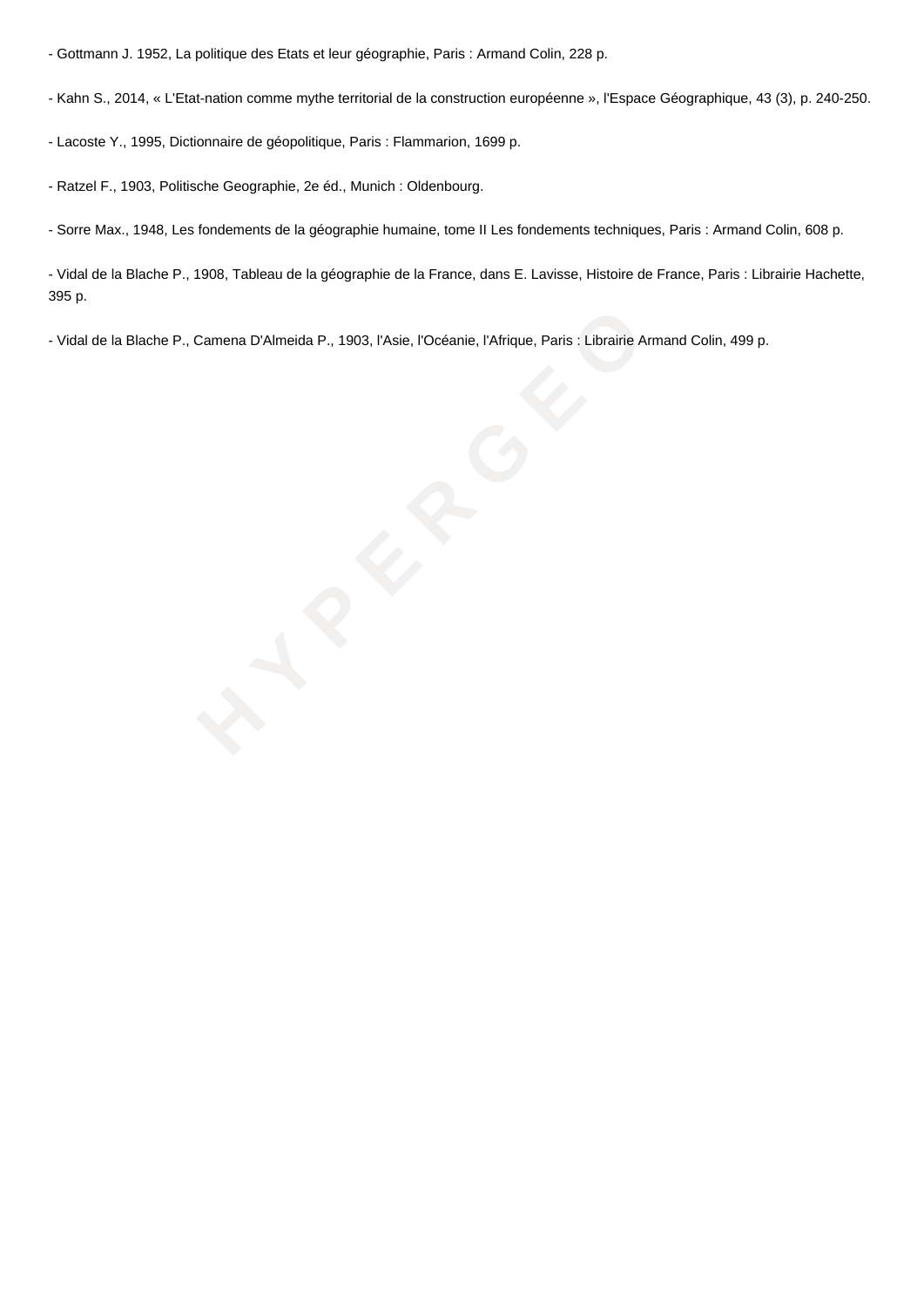- Gottmann J. 1952, La politique des Etats et leur géographie, Paris : Armand Colin, 228 p.

- Kahn S., 2014, « L'Etat-nation comme mythe territorial de la construction européenne », l'Espace Géographique, 43 (3), p. 240-250.

- Lacoste Y., 1995, Dictionnaire de géopolitique, Paris : Flammarion, 1699 p.

- Ratzel F., 1903, Politische Geographie, 2e éd., Munich : Oldenbourg.

- Sorre Max., 1948, Les fondements de la géographie humaine, tome II Les fondements techniques, Paris : Armand Colin, 608 p.

- Vidal de la Blache P., 1908, Tableau de la géographie de la France, dans E. Lavisse, Histoire de France, Paris : Librairie Hachette, 395 p.

- Vidal de la Blache P., Camena D'Almeida P., 1903, l'Asie, l'Océanie, l'Afrique, Paris : Librairie Armand Colin, 499 p.